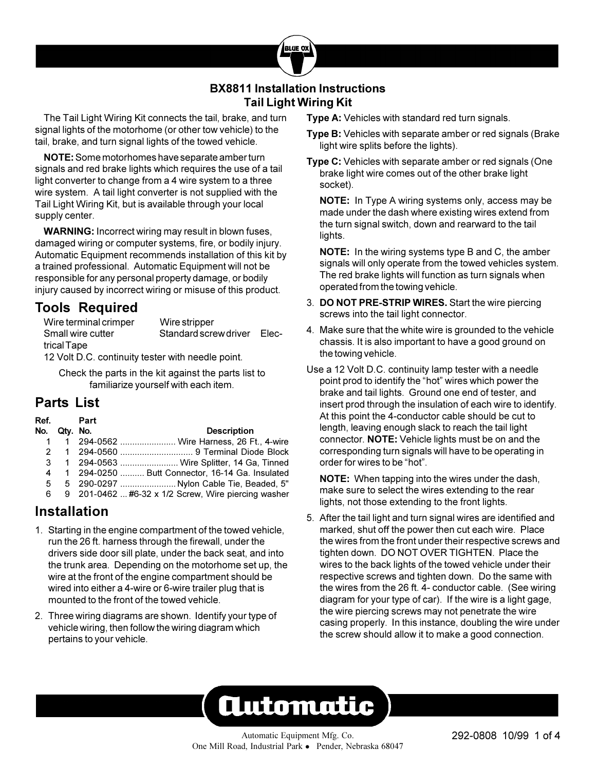# BX8811 Installation Instructions
## Tail Light Wiring Kit

The Tail Light Wiring Kit connects the tail, brake, and turn signal lights of the motorhome (or other tow vehicle) to the tail, brake, and turn signal lights of the towed vehicle.

**NOTE:** Some motorhomes have separate amber turn signals and red brake lights which requires the use of a tail light converter to change from a 4 wire system to a three wire system. A tail light converter is not supplied with the Tail Light Wiring Kit, but is available through your local supply center.

**WARNING:** Incorrect wiring may result in blown fuses, damaged wiring or computer systems, fire, or bodily injury. Automatic Equipment recommends installation of this kit by a trained professional. Automatic Equipment will not be responsible for any personal property damage, or bodily injury caused by incorrect wiring or misuse of this product.

## Tools Required

Wire terminal crimper, Wire stripper, Small wire cutter, Standard screw driver, Electrical Tape, 12 Volt D.C. continuity tester with needle point.

Check the parts in the kit against the parts list to familiarize yourself with each item.

## Parts List

| Ref. No. | Qty. | Part No. | Description |
|---|---|---|---|
| 1 | 1 | 294-0562 | Wire Harness, 26 Ft., 4-wire |
| 2 | 1 | 294-0560 | 9 Terminal Diode Block |
| 3 | 1 | 294-0563 | Wire Splitter, 14 Ga, Tinned |
| 4 | 1 | 294-0250 | Butt Connector, 16-14 Ga. Insulated |
| 5 | 5 | 290-0297 | Nylon Cable Tie, Beaded, 5" |
| 6 | 9 | 201-0462 | #6-32 x 1/2 Screw, Wire piercing washer |

## Installation

1. Starting in the engine compartment of the towed vehicle, run the 26 ft. harness through the firewall, under the drivers side door sill plate, under the back seat, and into the trunk area. Depending on the motorhome set up, the wire at the front of the engine compartment should be wired into either a 4-wire or 6-wire trailer plug that is mounted to the front of the towed vehicle.
2. Three wiring diagrams are shown. Identify your type of vehicle wiring, then follow the wiring diagram which pertains to your vehicle.

**Type A:** Vehicles with standard red turn signals.

**Type B:** Vehicles with separate amber or red signals (Brake light wire splits before the lights).

**Type C:** Vehicles with separate amber or red signals (One brake light wire comes out of the other brake light socket).

**NOTE:** In Type A wiring systems only, access may be made under the dash where existing wires extend from the turn signal switch, down and rearward to the tail lights.

**NOTE:** In the wiring systems type B and C, the amber signals will only operate from the towed vehicles system. The red brake lights will function as turn signals when operated from the towing vehicle.

3. **DO NOT PRE-STRIP WIRES.** Start the wire piercing screws into the tail light connector.
4. Make sure that the white wire is grounded to the vehicle chassis. It is also important to have a good ground on the towing vehicle.

Use a 12 Volt D.C. continuity lamp tester with a needle point prod to identify the "hot" wires which power the brake and tail lights. Ground one end of tester, and insert prod through the insulation of each wire to identify. At this point the 4-conductor cable should be cut to length, leaving enough slack to reach the tail light connector. **NOTE:** Vehicle lights must be on and the corresponding turn signals will have to be operating in order for wires to be "hot".

**NOTE:** When tapping into the wires under the dash, make sure to select the wires extending to the rear lights, not those extending to the front lights.

5. After the tail light and turn signal wires are identified and marked, shut off the power then cut each wire. Place the wires from the front under their respective screws and tighten down. DO NOT OVER TIGHTEN. Place the wires to the back lights of the towed vehicle under their respective screws and tighten down. Do the same with the wires from the 26 ft. 4- conductor cable. (See wiring diagram for your type of car). If the wire is a light gage, the wire piercing screws may not penetrate the wire casing properly. In this instance, doubling the wire under the screw should allow it to make a good connection.

Automatic Equipment Mfg. Co.
One Mill Road, Industrial Park • Pender, Nebraska 68047

292-0808 10/99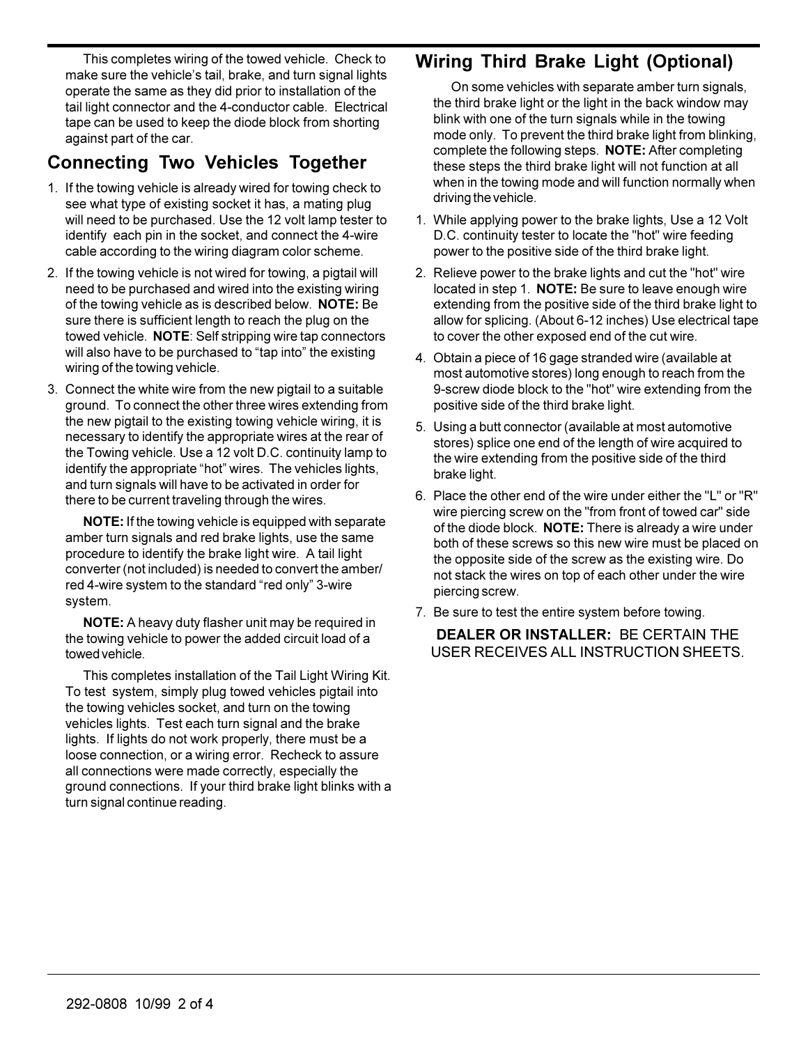This completes wiring of the towed vehicle. Check to make sure the vehicle's tail, brake, and turn signal lights operate the same as they did prior to installation of the tail light connector and the 4-conductor cable. Electrical tape can be used to keep the diode block from shorting against part of the car.

## Connecting Two Vehicles Together

1. If the towing vehicle is already wired for towing check to see what type of existing socket it has, a mating plug will need to be purchased. Use the 12 volt lamp tester to identify each pin in the socket, and connect the 4-wire cable according to the wiring diagram color scheme.
2. If the towing vehicle is not wired for towing, a pigtail will need to be purchased and wired into the existing wiring of the towing vehicle as is described below. **NOTE:** Be sure there is sufficient length to reach the plug on the towed vehicle. **NOTE**: Self stripping wire tap connectors will also have to be purchased to "tap into" the existing wiring of the towing vehicle.
3. Connect the white wire from the new pigtail to a suitable ground. To connect the other three wires extending from the new pigtail to the existing towing vehicle wiring, it is necessary to identify the appropriate wires at the rear of the Towing vehicle. Use a 12 volt D.C. continuity lamp to identify the appropriate "hot" wires. The vehicles lights, and turn signals will have to be activated in order for there to be current traveling through the wires.

   **NOTE:** If the towing vehicle is equipped with separate amber turn signals and red brake lights, use the same procedure to identify the brake light wire. A tail light converter (not included) is needed to convert the amber/red 4-wire system to the standard "red only" 3-wire system.

   **NOTE:** A heavy duty flasher unit may be required in the towing vehicle to power the added circuit load of a towed vehicle.

   This completes installation of the Tail Light Wiring Kit. To test system, simply plug towed vehicles pigtail into the towing vehicles socket, and turn on the towing vehicles lights. Test each turn signal and the brake lights. If lights do not work properly, there must be a loose connection, or a wiring error. Recheck to assure all connections were made correctly, especially the ground connections. If your third brake light blinks with a turn signal continue reading.

## Wiring Third Brake Light (Optional)

On some vehicles with separate amber turn signals, the third brake light or the light in the back window may blink with one of the turn signals while in the towing mode only. To prevent the third brake light from blinking, complete the following steps. **NOTE:** After completing these steps the third brake light will not function at all when in the towing mode and will function normally when driving the vehicle.

1. While applying power to the brake lights, Use a 12 Volt D.C. continuity tester to locate the "hot" wire feeding power to the positive side of the third brake light.
2. Relieve power to the brake lights and cut the "hot" wire located in step 1. **NOTE:** Be sure to leave enough wire extending from the positive side of the third brake light to allow for splicing. (About 6-12 inches) Use electrical tape to cover the other exposed end of the cut wire.
4. Obtain a piece of 16 gage stranded wire (available at most automotive stores) long enough to reach from the 9-screw diode block to the "hot" wire extending from the positive side of the third brake light.
5. Using a butt connector (available at most automotive stores) splice one end of the length of wire acquired to the wire extending from the positive side of the third brake light.
6. Place the other end of the wire under either the "L" or "R" wire piercing screw on the "from front of towed car" side of the diode block. **NOTE:** There is already a wire under both of these screws so this new wire must be placed on the opposite side of the screw as the existing wire. Do not stack the wires on top of each other under the wire piercing screw.
7. Be sure to test the entire system before towing.

**DEALER OR INSTALLER:** BE CERTAIN THE USER RECEIVES ALL INSTRUCTION SHEETS.

292-0808 10/99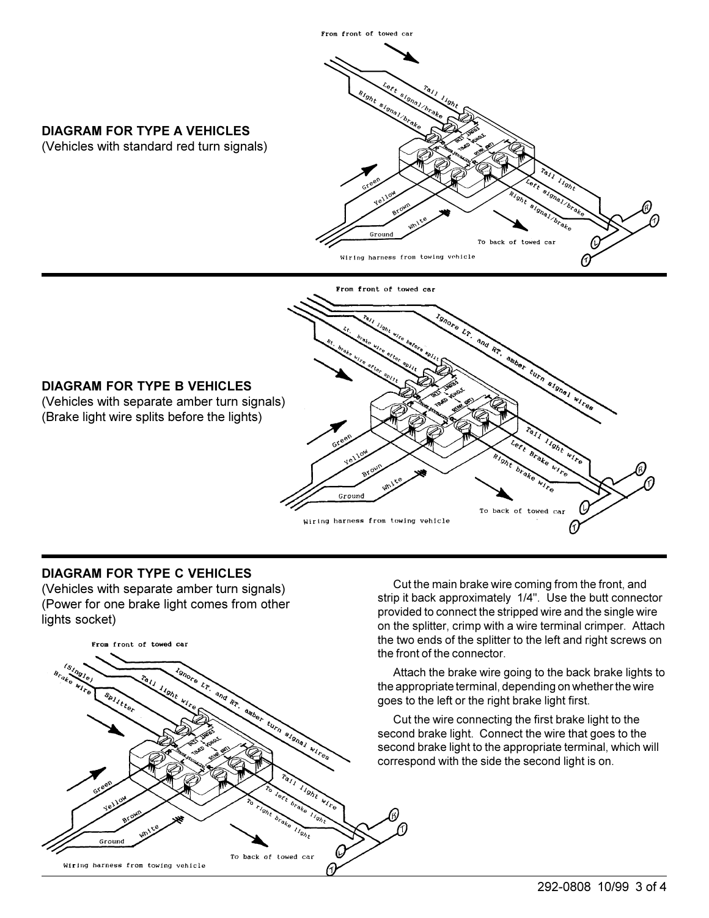## DIAGRAM FOR TYPE A VEHICLES

(Vehicles with standard red turn signals)

## DIAGRAM FOR TYPE B VEHICLES

(Vehicles with separate amber turn signals)
(Brake light wire splits before the lights)

## DIAGRAM FOR TYPE C VEHICLES

(Vehicles with separate amber turn signals)
(Power for one brake light comes from other lights socket)

Cut the main brake wire coming from the front, and strip it back approximately 1/4". Use the butt connector provided to connect the stripped wire and the single wire on the splitter, crimp with a wire terminal crimper. Attach the two ends of the splitter to the left and right screws on the front of the connector.

Attach the brake wire going to the back brake lights to the appropriate terminal, depending on whether the wire goes to the left or the right brake light first.

Cut the wire connecting the first brake light to the second brake light. Connect the wire that goes to the second brake light to the appropriate terminal, which will correspond with the side the second light is on.

292-0808 10/99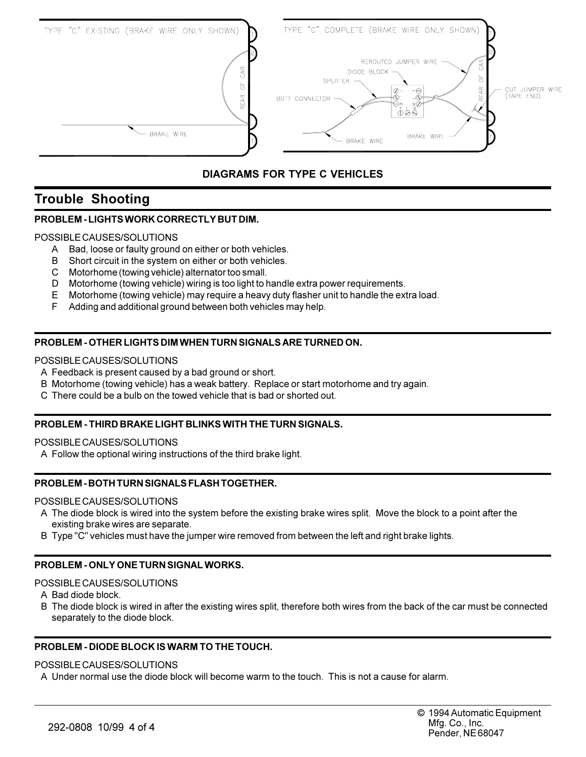TYPE "C" EXISTING (BRAKE WIRE ONLY SHOWN)

REAR OF CAR

BRAKE WIRE

TYPE "C" COMPLETE (BRAKE WIRE ONLY SHOWN)

REROUTED JUMPER WIRE

DIODE BLOCK

SPLITTER

BUTT CONNECTOR

BRAKE WIRE

BRAKE WIRE

REAR OF CAR

CUT JUMPER WIRE (TAPE END)

**DIAGRAMS FOR TYPE C VEHICLES**

## Trouble Shooting

**PROBLEM - LIGHTS WORK CORRECTLY BUT DIM.**

POSSIBLE CAUSES/SOLUTIONS

- A Bad, loose or faulty ground on either or both vehicles.
- B Short circuit in the system on either or both vehicles.
- C Motorhome (towing vehicle) alternator too small.
- D Motorhome (towing vehicle) wiring is too light to handle extra power requirements.
- E Motorhome (towing vehicle) may require a heavy duty flasher unit to handle the extra load.
- F Adding and additional ground between both vehicles may help.

**PROBLEM - OTHER LIGHTS DIM WHEN TURN SIGNALS ARE TURNED ON.**

POSSIBLE CAUSES/SOLUTIONS

- A Feedback is present caused by a bad ground or short.
- B Motorhome (towing vehicle) has a weak battery. Replace or start motorhome and try again.
- C There could be a bulb on the towed vehicle that is bad or shorted out.

**PROBLEM - THIRD BRAKE LIGHT BLINKS WITH THE TURN SIGNALS.**

POSSIBLE CAUSES/SOLUTIONS

- A Follow the optional wiring instructions of the third brake light.

**PROBLEM - BOTH TURN SIGNALS FLASH TOGETHER.**

POSSIBLE CAUSES/SOLUTIONS

- A The diode block is wired into the system before the existing brake wires split. Move the block to a point after the existing brake wires are separate.
- B Type "C" vehicles must have the jumper wire removed from between the left and right brake lights.

**PROBLEM - ONLY ONE TURN SIGNAL WORKS.**

POSSIBLE CAUSES/SOLUTIONS

- A Bad diode block.
- B The diode block is wired in after the existing wires split, therefore both wires from the back of the car must be connected separately to the diode block.

**PROBLEM - DIODE BLOCK IS WARM TO THE TOUCH.**

POSSIBLE CAUSES/SOLUTIONS

- A Under normal use the diode block will become warm to the touch. This is not a cause for alarm.

292-0808 10/99

© 1994 Automatic Equipment Mfg. Co., Inc. Pender, NE 68047